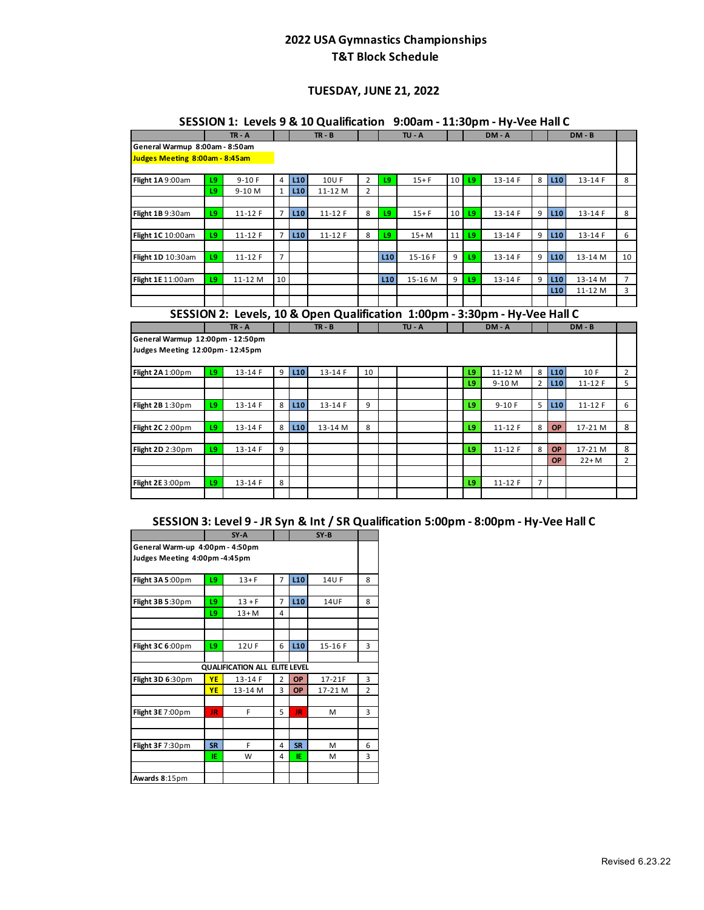# 2022 USA Gymnastics Championships
## T&T Block Schedule

### TUESDAY, JUNE 21, 2022

### SESSION 1: Levels 9 & 10 Qualification 9:00am - 11:30pm - Hy-Vee Hall C

| | TR - A | | | TR - B | | | TU - A | | | DM - A | | | DM - B | |
|---|---|---|---|---|---|---|---|---|---|---|---|---|---|---|---|
| General Warmup 8:00am - 8:50am | | | | | | | | | | | | | | | |
| Judges Meeting 8:00am - 8:45am | | | | | | | | | | | | | | | |
| Flight 1A 9:00am | L9 | 9-10 F | 4 | L10 | 10U F | 2 | L9 | 15+ F | 10 | L9 | 13-14 F | 8 | L10 | 13-14 F | 8 |
| | L9 | 9-10 M | 1 | L10 | 11-12 M | 2 | | | | | | | | | |
| Flight 1B 9:30am | L9 | 11-12 F | 7 | L10 | 11-12 F | 8 | L9 | 15+ F | 10 | L9 | 13-14 F | 9 | L10 | 13-14 F | 8 |
| Flight 1C 10:00am | L9 | 11-12 F | 7 | L10 | 11-12 F | 8 | L9 | 15+ M | 11 | L9 | 13-14 F | 9 | L10 | 13-14 F | 6 |
| Flight 1D 10:30am | L9 | 11-12 F | 7 | | | | L10 | 15-16 F | 9 | L9 | 13-14 F | 9 | L10 | 13-14 M | 10 |
| Flight 1E 11:00am | L9 | 11-12 M | 10 | | | | L10 | 15-16 M | 9 | L9 | 13-14 F | 9 | L10 | 13-14 M | 7 |
| | | | | | | | | | | | | | L10 | 11-12 M | 3 |

### SESSION 2: Levels, 10 & Open Qualification 1:00pm - 3:30pm - Hy-Vee Hall C

| | TR - A | | | TR - B | | | TU - A | | | DM - A | | | DM - B | |
|---|---|---|---|---|---|---|---|---|---|---|---|---|---|---|---|
| General Warmup 12:00pm - 12:50pm | | | | | | | | | | | | | | | |
| Judges Meeting 12:00pm - 12:45pm | | | | | | | | | | | | | | | |
| Flight 2A 1:00pm | L9 | 13-14 F | 9 | L10 | 13-14 F | 10 | | | | L9 | 11-12 M | 8 | L10 | 10 F | 2 |
| | | | | | | | | | | L9 | 9-10 M | 2 | L10 | 11-12 F | 5 |
| Flight 2B 1:30pm | L9 | 13-14 F | 8 | L10 | 13-14 F | 9 | | | | L9 | 9-10 F | 5 | L10 | 11-12 F | 6 |
| Flight 2C 2:00pm | L9 | 13-14 F | 8 | L10 | 13-14 M | 8 | | | | L9 | 11-12 F | 8 | OP | 17-21 M | 8 |
| Flight 2D 2:30pm | L9 | 13-14 F | 9 | | | | | | | L9 | 11-12 F | 8 | OP | 17-21 M | 8 |
| | | | | | | | | | | | | | OP | 22+ M | 2 |
| Flight 2E 3:00pm | L9 | 13-14 F | 8 | | | | | | | L9 | 11-12 F | 7 | | | |

### SESSION 3: Level 9 - JR Syn & Int / SR Qualification 5:00pm - 8:00pm - Hy-Vee Hall C

| | SY-A | | | SY-B | |
|---|---|---|---|---|---|
| General Warm-up 4:00pm - 4:50pm | | | | | |
| Judges Meeting 4:00pm -4:45pm | | | | | |
| Flight 3A 5:00pm | L9 | 13+ F | 7 | L10 | 14U F | 8 |
| Flight 3B 5:30pm | L9 | 13 + F | 7 | L10 | 14UF | 8 |
| | L9 | 13+ M | 4 | | | |
| Flight 3C 6:00pm | L9 | 12U F | 6 | L10 | 15-16 F | 3 |
| QUALIFICATION ALL ELITE LEVEL | | | | | | |
| Flight 3D 6:30pm | YE | 13-14 F | 2 | OP | 17-21F | 3 |
| | YE | 13-14 M | 3 | OP | 17-21 M | 2 |
| Flight 3E 7:00pm | JR | F | 5 | JR | M | 3 |
| Flight 3F 7:30pm | SR | F | 4 | SR | M | 6 |
| | IE | W | 4 | IE | M | 3 |
| Awards 8:15pm | | | | | | |

Revised 6.23.22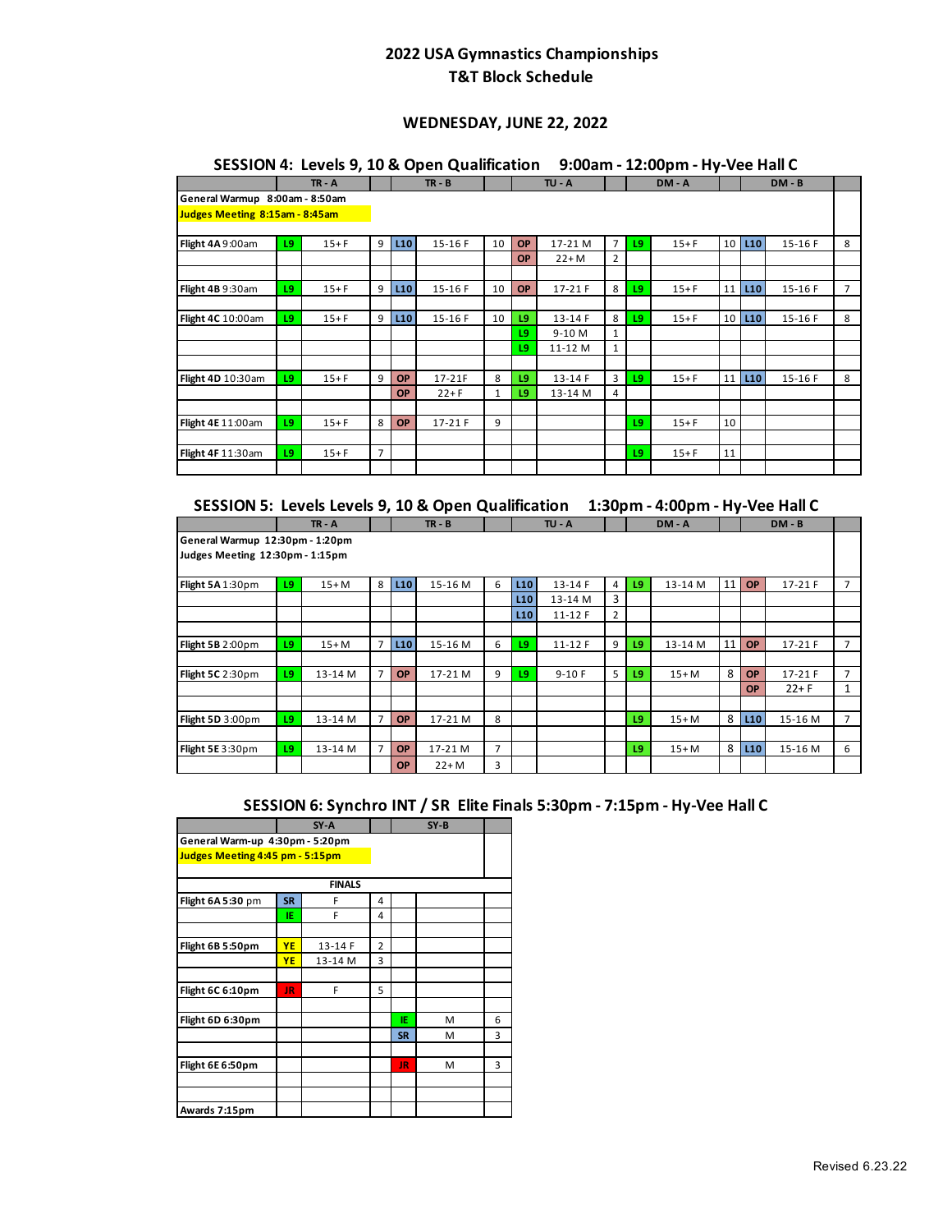# 2022 USA Gymnastics Championships
## T&T Block Schedule

### WEDNESDAY, JUNE 22, 2022

### SESSION 4: Levels 9, 10 & Open Qualification 9:00am - 12:00pm - Hy-Vee Hall C

| | TR - A | | | TR - B | | | TU - A | | | DM - A | | | DM - B | | |
|---|---|---|---|---|---|---|---|---|---|---|---|---|---|---|---|
| General Warmup 8:00am - 8:50am | | | | | | | | | | | | | | | |
| Judges Meeting 8:15am - 8:45am | | | | | | | | | | | | | | | |
| Flight 4A 9:00am | L9 | 15+ F | 9 | L10 | 15-16 F | 10 | OP | 17-21 M | 7 | L9 | 15+ F | 10 | L10 | 15-16 F | 8 |
| | | | | | | | OP | 22+ M | 2 | | | | | | |
| Flight 4B 9:30am | L9 | 15+ F | 9 | L10 | 15-16 F | 10 | OP | 17-21 F | 8 | L9 | 15+ F | 11 | L10 | 15-16 F | 7 |
| Flight 4C 10:00am | L9 | 15+ F | 9 | L10 | 15-16 F | 10 | L9 | 13-14 F | 8 | L9 | 15+ F | 10 | L10 | 15-16 F | 8 |
| | | | | | | | L9 | 9-10 M | 1 | | | | | | |
| | | | | | | | L9 | 11-12 M | 1 | | | | | | |
| Flight 4D 10:30am | L9 | 15+ F | 9 | OP | 17-21F | 8 | L9 | 13-14 F | 3 | L9 | 15+ F | 11 | L10 | 15-16 F | 8 |
| | | | | OP | 22+ F | 1 | L9 | 13-14 M | 4 | | | | | | |
| Flight 4E 11:00am | L9 | 15+ F | 8 | OP | 17-21 F | 9 | | | | L9 | 15+ F | 10 | | | |
| Flight 4F 11:30am | L9 | 15+ F | 7 | | | | | | | L9 | 15+ F | 11 | | | |

### SESSION 5: Levels Levels 9, 10 & Open Qualification 1:30pm - 4:00pm - Hy-Vee Hall C

| | TR - A | | | TR - B | | | TU - A | | | DM - A | | | DM - B | | |
|---|---|---|---|---|---|---|---|---|---|---|---|---|---|---|---|
| General Warmup 12:30pm - 1:20pm | | | | | | | | | | | | | | | |
| Judges Meeting 12:30pm - 1:15pm | | | | | | | | | | | | | | | |
| Flight 5A 1:30pm | L9 | 15+ M | 8 | L10 | 15-16 M | 6 | L10 | 13-14 F | 4 | L9 | 13-14 M | 11 | OP | 17-21 F | 7 |
| | | | | | | | L10 | 13-14 M | 3 | | | | | | |
| | | | | | | | L10 | 11-12 F | 2 | | | | | | |
| Flight 5B 2:00pm | L9 | 15+ M | 7 | L10 | 15-16 M | 6 | L9 | 11-12 F | 9 | L9 | 13-14 M | 11 | OP | 17-21 F | 7 |
| Flight 5C 2:30pm | L9 | 13-14 M | 7 | OP | 17-21 M | 9 | L9 | 9-10 F | 5 | L9 | 15+ M | 8 | OP | 17-21 F | 7 |
| | | | | | | | | | | | | | OP | 22+ F | 1 |
| Flight 5D 3:00pm | L9 | 13-14 M | 7 | OP | 17-21 M | 8 | | | | L9 | 15+ M | 8 | L10 | 15-16 M | 7 |
| Flight 5E 3:30pm | L9 | 13-14 M | 7 | OP | 17-21 M | 7 | | | | L9 | 15+ M | 8 | L10 | 15-16 M | 6 |
| | | | | OP | 22+ M | 3 | | | | | | | | | |

### SESSION 6: Synchro INT / SR Elite Finals 5:30pm - 7:15pm - Hy-Vee Hall C

| | SY-A | | | SY-B | | |
|---|---|---|---|---|---|---|
| General Warm-up 4:30pm - 5:20pm | | | | | | |
| Judges Meeting 4:45 pm - 5:15pm | | | | | | |
| | | FINALS | | | | |
| Flight 6A 5:30 pm | SR | F | 4 | | | |
| | IE | F | 4 | | | |
| Flight 6B 5:50pm | YE | 13-14 F | 2 | | | |
| | YE | 13-14 M | 3 | | | |
| Flight 6C 6:10pm | JR | F | 5 | | | |
| Flight 6D 6:30pm | | | | IE | M | 6 |
| | | | | SR | M | 3 |
| Flight 6E 6:50pm | | | | JR | M | 3 |
| Awards 7:15pm | | | | | | |

Revised 6.23.22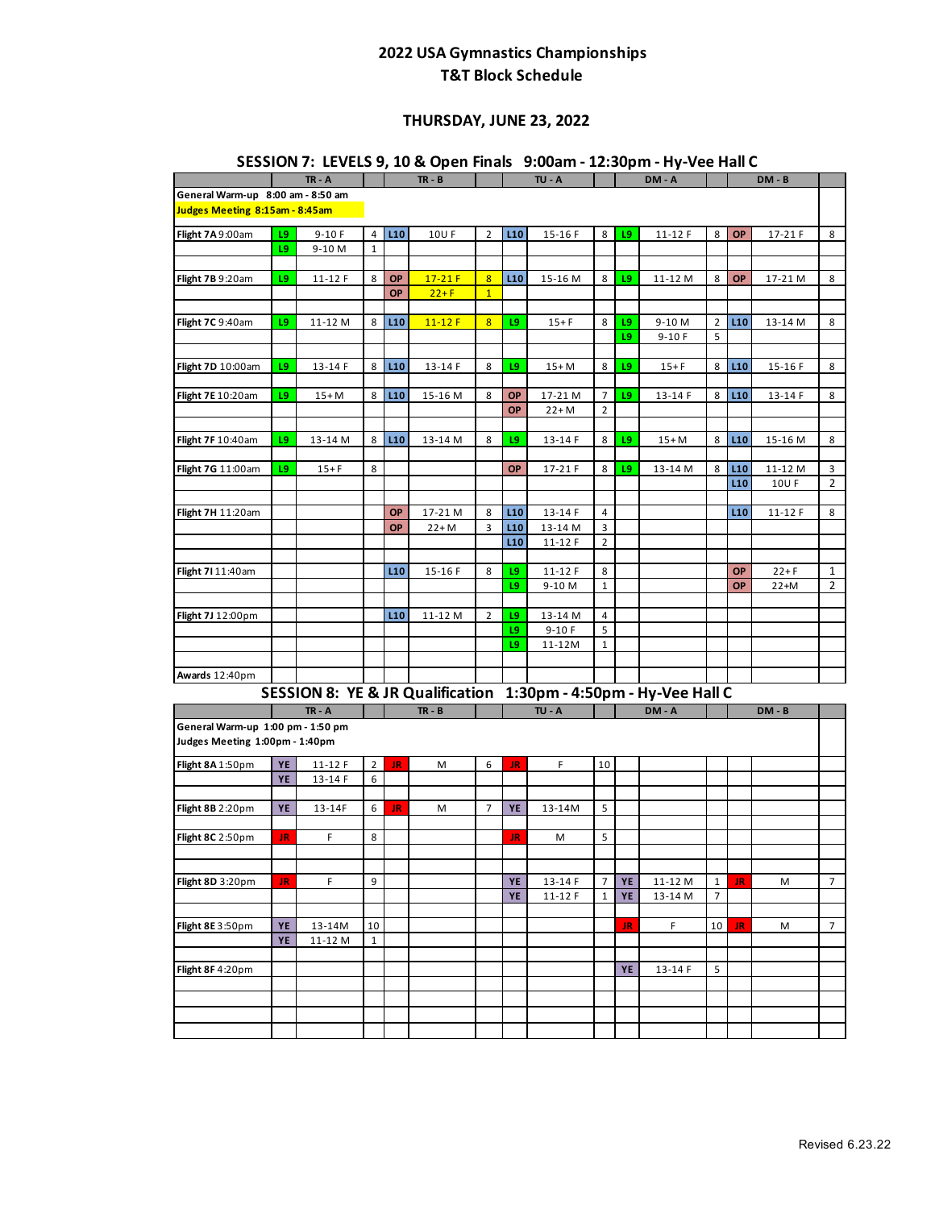# 2022 USA Gymnastics Championships
## T&T Block Schedule

### THURSDAY, JUNE 23, 2022

### SESSION 7: LEVELS 9, 10 & Open Finals 9:00am - 12:30pm - Hy-Vee Hall C

| | TR - A | | | TR - B | | | TU - A | | | DM - A | | | DM - B | |
|---|---|---|---|---|---|---|---|---|---|---|---|---|---|---|
| General Warm-up 8:00 am - 8:50 am | | | | | | | | | | | | | | |
| Judges Meeting 8:15am - 8:45am | | | | | | | | | | | | | | |
| **Flight 7A** 9:00am | L9 | 9-10 F | 4 | L10 | 10U F | 2 | L10 | 15-16 F | 8 | L9 | 11-12 F | 8 | OP | 17-21 F | 8 |
| | L9 | 9-10 M | 1 | | | | | | | | | | | | |
| **Flight 7B** 9:20am | L9 | 11-12 F | 8 | OP | 17-21 F | 8 | L10 | 15-16 M | 8 | L9 | 11-12 M | 8 | OP | 17-21 M | 8 |
| | | | | OP | 22+ F | 1 | | | | | | | | | |
| **Flight 7C** 9:40am | L9 | 11-12 M | 8 | L10 | 11-12 F | 8 | L9 | 15+ F | 8 | L9 | 9-10 M | 2 | L10 | 13-14 M | 8 |
| | | | | | | | | | | L9 | 9-10 F | 5 | | | |
| **Flight 7D** 10:00am | L9 | 13-14 F | 8 | L10 | 13-14 F | 8 | L9 | 15+ M | 8 | L9 | 15+ F | 8 | L10 | 15-16 F | 8 |
| **Flight 7E** 10:20am | L9 | 15+ M | 8 | L10 | 15-16 M | 8 | OP | 17-21 M | 7 | L9 | 13-14 F | 8 | L10 | 13-14 F | 8 |
| | | | | | | | OP | 22+ M | 2 | | | | | | |
| **Flight 7F** 10:40am | L9 | 13-14 M | 8 | L10 | 13-14 M | 8 | L9 | 13-14 F | 8 | L9 | 15+ M | 8 | L10 | 15-16 M | 8 |
| **Flight 7G** 11:00am | L9 | 15+ F | 8 | | | | OP | 17-21 F | 8 | L9 | 13-14 M | 8 | L10 | 11-12 M | 3 |
| | | | | | | | | | | | | | L10 | 10U F | 2 |
| **Flight 7H** 11:20am | | | | OP | 17-21 M | 8 | L10 | 13-14 F | 4 | | | | L10 | 11-12 F | 8 |
| | | | | OP | 22+ M | 3 | L10 | 13-14 M | 3 | | | | | | |
| | | | | | | | L10 | 11-12 F | 2 | | | | | | |
| **Flight 7I** 11:40am | | | | L10 | 15-16 F | 8 | L9 | 11-12 F | 8 | | | | OP | 22+ F | 1 |
| | | | | | | | L9 | 9-10 M | 1 | | | | OP | 22+M | 2 |
| **Flight 7J** 12:00pm | | | | L10 | 11-12 M | 2 | L9 | 13-14 M | 4 | | | | | | |
| | | | | | | | L9 | 9-10 F | 5 | | | | | | |
| | | | | | | | L9 | 11-12M | 1 | | | | | | |
| Awards 12:40pm | | | | | | | | | | | | | | | |

### SESSION 8: YE & JR Qualification 1:30pm - 4:50pm - Hy-Vee Hall C

| | TR - A | | | TR - B | | | TU - A | | | DM - A | | | DM - B | |
|---|---|---|---|---|---|---|---|---|---|---|---|---|---|---|
| General Warm-up 1:00 pm - 1:50 pm | | | | | | | | | | | | | | |
| Judges Meeting 1:00pm - 1:40pm | | | | | | | | | | | | | | |
| **Flight 8A** 1:50pm | YE | 11-12 F | 2 | JR | M | 6 | JR | F | 10 | | | | | | |
| | YE | 13-14 F | 6 | | | | | | | | | | | | |
| **Flight 8B** 2:20pm | YE | 13-14F | 6 | JR | M | 7 | YE | 13-14M | 5 | | | | | | |
| **Flight 8C** 2:50pm | JR | F | 8 | | | | JR | M | 5 | | | | | | |
| **Flight 8D** 3:20pm | JR | F | 9 | | | | YE | 13-14 F | 7 | YE | 11-12 M | 1 | JR | M | 7 |
| | | | | | | | YE | 11-12 F | 1 | YE | 13-14 M | 7 | | | |
| **Flight 8E** 3:50pm | YE | 13-14M | 10 | | | | | | | JR | F | 10 | JR | M | 7 |
| | YE | 11-12 M | 1 | | | | | | | | | | | | |
| **Flight 8F** 4:20pm | | | | | | | | | | YE | 13-14 F | 5 | | | |

Revised 6.23.22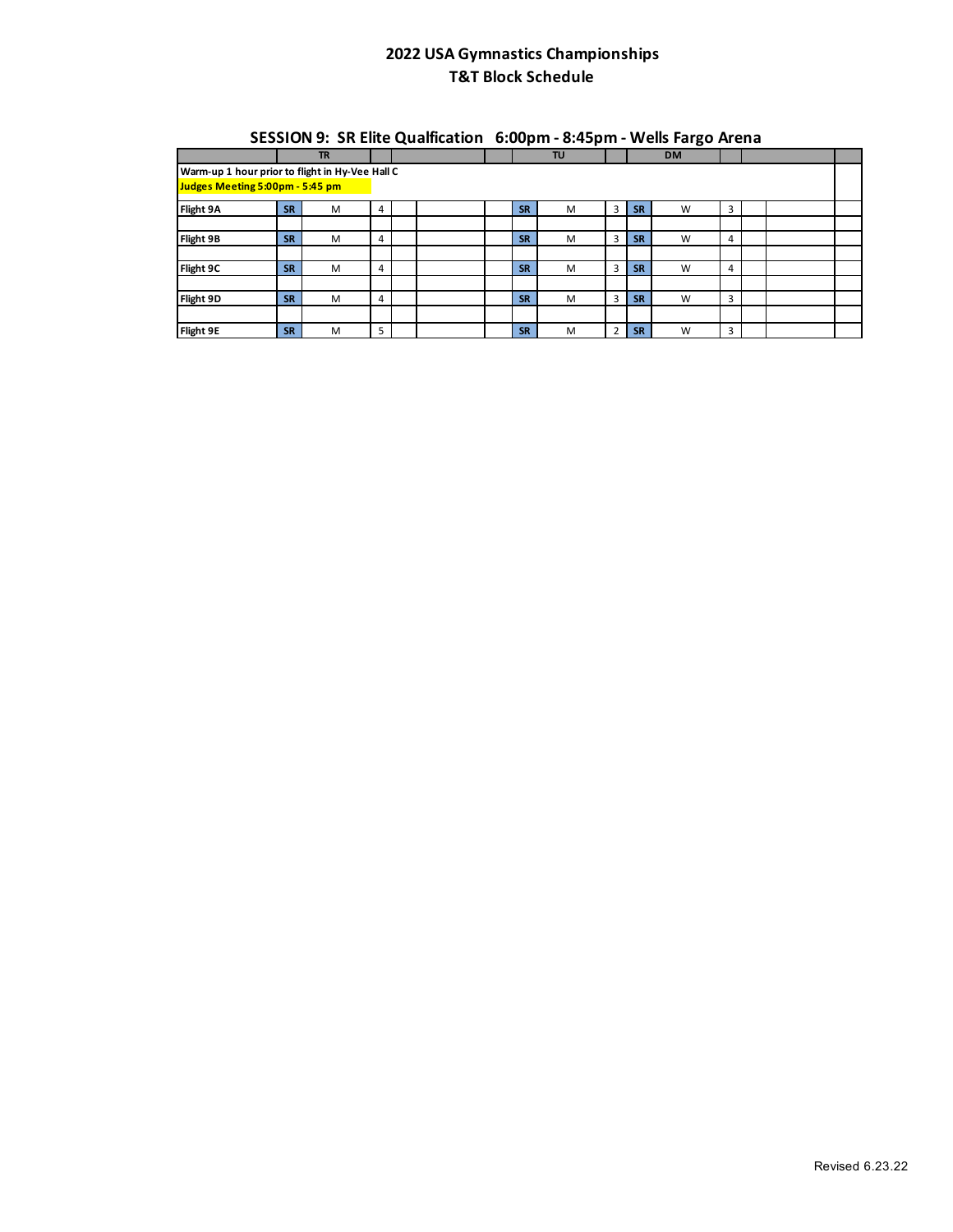# 2022 USA Gymnastics Championships
## T&T Block Schedule

### SESSION 9: SR Elite Qualfication 6:00pm - 8:45pm - Wells Fargo Arena

| | TR | | | | | | TU | | | DM | | | | |
|---|---|---|---|---|---|---|---|---|---|---|---|---|---|---|
| **Warm-up 1 hour prior to flight in Hy-Vee Hall C** | | | | | | | | | | | | | | |
| **Judges Meeting 5:00pm - 5:45 pm** | | | | | | | | | | | | | | |
| **Flight 9A** | **SR** | M | 4 | | | | **SR** | M | 3 | **SR** | W | 3 | | |
| | | | | | | | | | | | | | | |
| **Flight 9B** | **SR** | M | 4 | | | | **SR** | M | 3 | **SR** | W | 4 | | |
| | | | | | | | | | | | | | | |
| **Flight 9C** | **SR** | M | 4 | | | | **SR** | M | 3 | **SR** | W | 4 | | |
| | | | | | | | | | | | | | | |
| **Flight 9D** | **SR** | M | 4 | | | | **SR** | M | 3 | **SR** | W | 3 | | |
| | | | | | | | | | | | | | | |
| **Flight 9E** | **SR** | M | 5 | | | | **SR** | M | 2 | **SR** | W | 3 | | |

Revised 6.23.22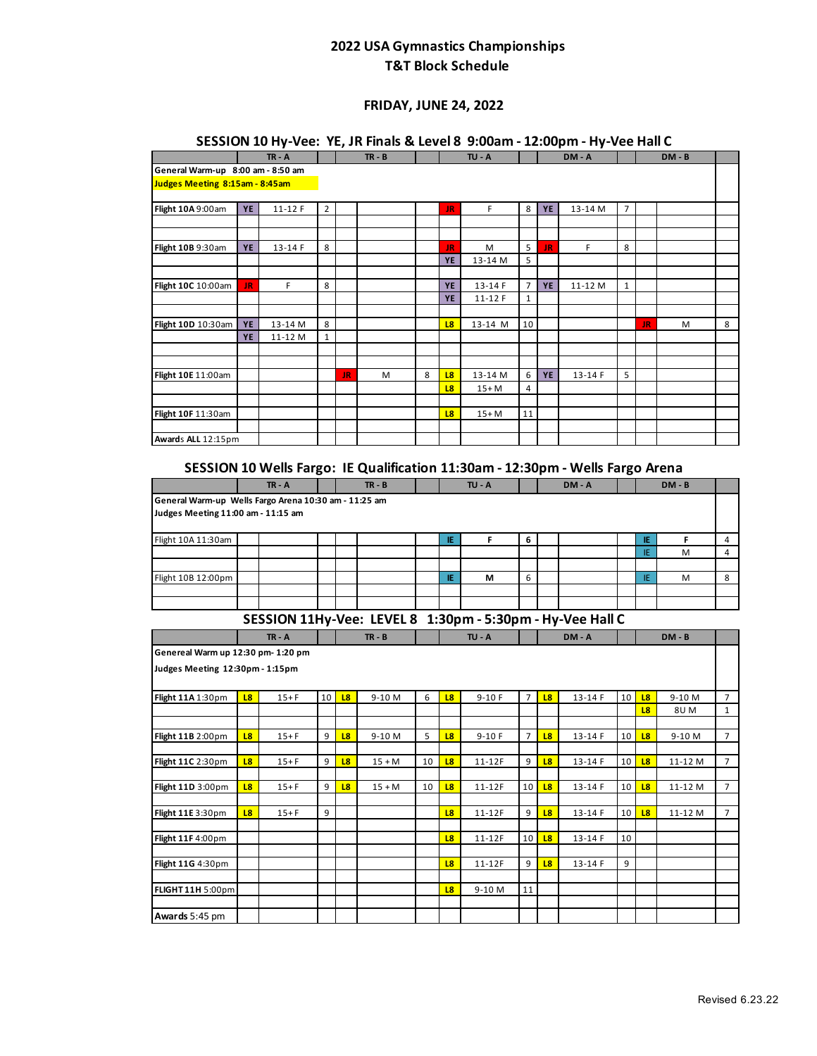# 2022 USA Gymnastics Championships
## T&T Block Schedule

### FRIDAY, JUNE 24, 2022

### SESSION 10 Hy-Vee: YE, JR Finals & Level 8 9:00am - 12:00pm - Hy-Vee Hall C

| | TR - A | | | TR - B | | | TU - A | | | DM - A | | | DM - B | | |
|---|---|---|---|---|---|---|---|---|---|---|---|---|---|---|---|
| General Warm-up 8:00 am - 8:50 am | | | | | | | | | | | | | | | |
| Judges Meeting 8:15am - 8:45am | | | | | | | | | | | | | | | |
| **Flight 10A** 9:00am | YE | 11-12 F | 2 | | | | JR | F | 8 | YE | 13-14 M | 7 | | | |
| **Flight 10B** 9:30am | YE | 13-14 F | 8 | | | | JR | M | 5 | JR | F | 8 | | | |
| | | | | | | | YE | 13-14 M | 5 | | | | | | |
| **Flight 10C** 10:00am | JR | F | 8 | | | | YE | 13-14 F | 7 | YE | 11-12 M | 1 | | | |
| | | | | | | | YE | 11-12 F | 1 | | | | | | |
| **Flight 10D** 10:30am | YE | 13-14 M | 8 | | | | L8 | 13-14 M | 10 | | | | JR | M | 8 |
| | YE | 11-12 M | 1 | | | | | | | | | | | | |
| **Flight 10E** 11:00am | | | | JR | M | 8 | L8 | 13-14 M | 6 | YE | 13-14 F | 5 | | | |
| | | | | | | | L8 | 15+ M | 4 | | | | | | |
| **Flight 10F** 11:30am | | | | | | | L8 | 15+ M | 11 | | | | | | |
| **Award**s **ALL** 12:15pm | | | | | | | | | | | | | | | |

### SESSION 10 Wells Fargo: IE Qualification 11:30am - 12:30pm - Wells Fargo Arena

| | TR - A | | | TR - B | | | TU - A | | | DM - A | | | DM - B | | |
|---|---|---|---|---|---|---|---|---|---|---|---|---|---|---|---|
| General Warm-up Wells Fargo Arena 10:30 am - 11:25 am | | | | | | | | | | | | | | | |
| Judges Meeting 11:00 am - 11:15 am | | | | | | | | | | | | | | | |
| Flight 10A 11:30am | | | | | | | IE | **F** | **6** | | | | IE | F | 4 |
| | | | | | | | | | | | | | IE | M | 4 |
| Flight 10B 12:00pm | | | | | | | IE | **M** | **6** | | | | IE | M | 8 |

### SESSION 11Hy-Vee: LEVEL 8 1:30pm - 5:30pm - Hy-Vee Hall C

| | TR - A | | | TR - B | | | TU - A | | | DM - A | | | DM - B | | |
|---|---|---|---|---|---|---|---|---|---|---|---|---|---|---|---|
| Genereal Warm up 12:30 pm- 1:20 pm | | | | | | | | | | | | | | | |
| Judges Meeting 12:30pm - 1:15pm | | | | | | | | | | | | | | | |
| **Flight 11A** 1:30pm | L8 | 15+ F | 10 | L8 | 9-10 M | 6 | L8 | 9-10 F | 7 | L8 | 13-14 F | 10 | L8 | 9-10 M | 7 |
| | | | | | | | | | | | | | L8 | 8U M | 1 |
| **Flight 11B** 2:00pm | L8 | 15+ F | 9 | L8 | 9-10 M | 5 | L8 | 9-10 F | 7 | L8 | 13-14 F | 10 | L8 | 9-10 M | 7 |
| **Flight 11C** 2:30pm | L8 | 15+ F | 9 | L8 | 15 + M | 10 | L8 | 11-12F | 9 | L8 | 13-14 F | 10 | L8 | 11-12 M | 7 |
| **Flight 11D** 3:00pm | L8 | 15+ F | 9 | L8 | 15 + M | 10 | L8 | 11-12F | 10 | L8 | 13-14 F | 10 | L8 | 11-12 M | 7 |
| **Flight 11E** 3:30pm | L8 | 15+ F | 9 | | | | L8 | 11-12F | 9 | L8 | 13-14 F | 10 | L8 | 11-12 M | 7 |
| **Flight 11F** 4:00pm | | | | | | | L8 | 11-12F | 10 | L8 | 13-14 F | 10 | | | |
| **Flight 11G** 4:30pm | | | | | | | L8 | 11-12F | 9 | L8 | 13-14 F | 9 | | | |
| **FLIGHT 11H** 5:00pm | | | | | | | L8 | 9-10 M | 11 | | | | | | |
| **Awards** 5:45 pm | | | | | | | | | | | | | | | |

Revised 6.23.22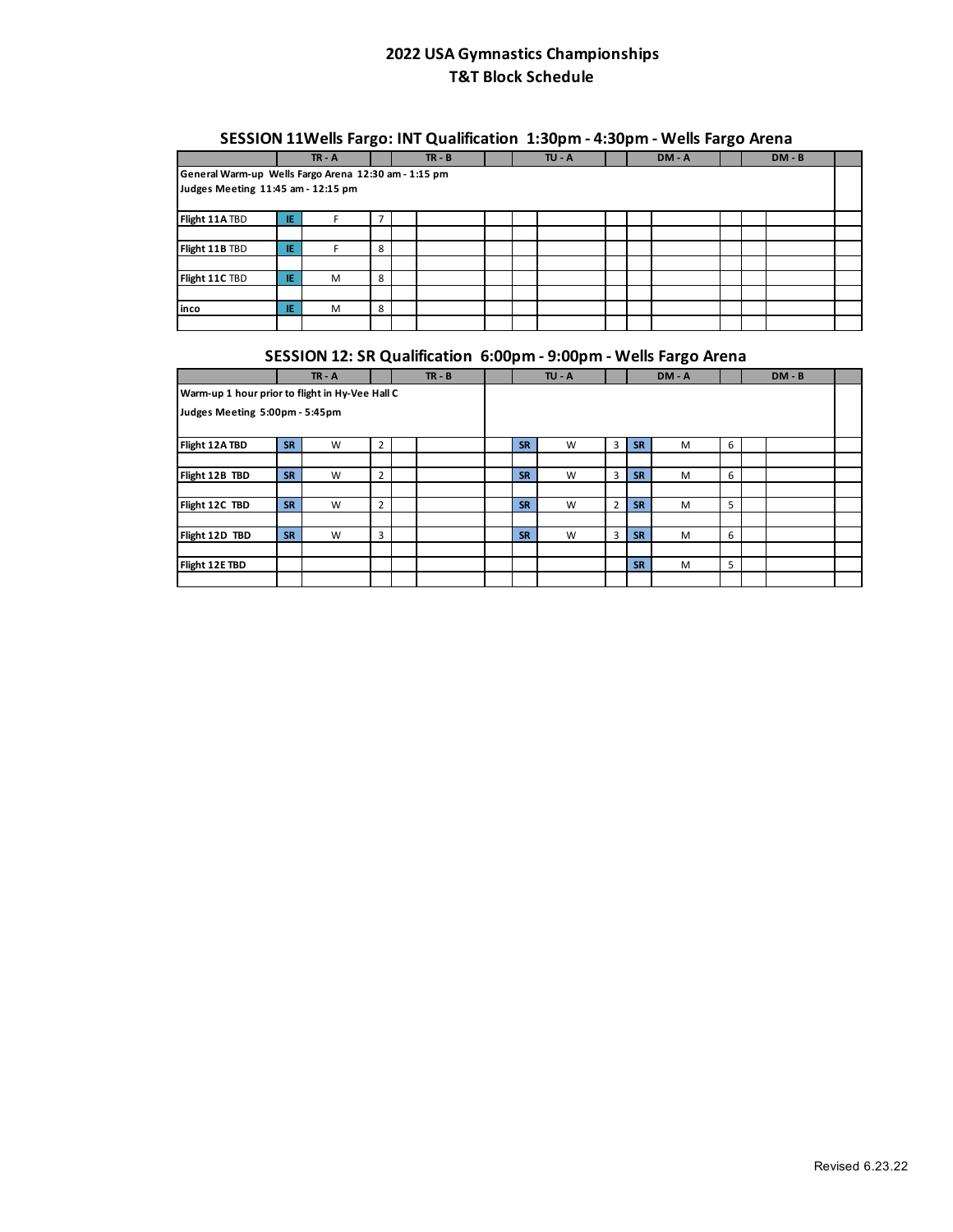## 2022 USA Gymnastics Championships
## T&T Block Schedule

### SESSION 11Wells Fargo: INT Qualification 1:30pm - 4:30pm - Wells Fargo Arena

| | | TR - A | | | TR - B | | | TU - A | | | DM - A | | | DM - B | |
|---|---|---|---|---|---|---|---|---|---|---|---|---|---|---|---|
| **General Warm-up Wells Fargo Arena 12:30 am - 1:15 pm** | | | | | | | | | | | | | | | |
| **Judges Meeting 11:45 am - 12:15 pm** | | | | | | | | | | | | | | | |
| **Flight 11A** TBD | IE | F | 7 | | | | | | | | | | | | |
| **Flight 11B** TBD | IE | F | 8 | | | | | | | | | | | | |
| **Flight 11C** TBD | IE | M | 8 | | | | | | | | | | | | |
| **inco** | IE | M | 8 | | | | | | | | | | | | |

### SESSION 12: SR Qualification 6:00pm - 9:00pm - Wells Fargo Arena

| | | TR - A | | | TR - B | | | TU - A | | | DM - A | | | DM - B | |
|---|---|---|---|---|---|---|---|---|---|---|---|---|---|---|---|
| **Warm-up 1 hour prior to flight in Hy-Vee Hall C** | | | | | | | | | | | | | | | |
| **Judges Meeting 5:00pm - 5:45pm** | | | | | | | | | | | | | | | |
| **Flight 12A TBD** | SR | W | 2 | | | | SR | W | 3 | SR | M | 6 | | | |
| **Flight 12B TBD** | SR | W | 2 | | | | SR | W | 3 | SR | M | 6 | | | |
| **Flight 12C TBD** | SR | W | 2 | | | | SR | W | 2 | SR | M | 5 | | | |
| **Flight 12D TBD** | SR | W | 3 | | | | SR | W | 3 | SR | M | 6 | | | |
| **Flight 12E TBD** | | | | | | | | | | SR | M | 5 | | | |

Revised 6.23.22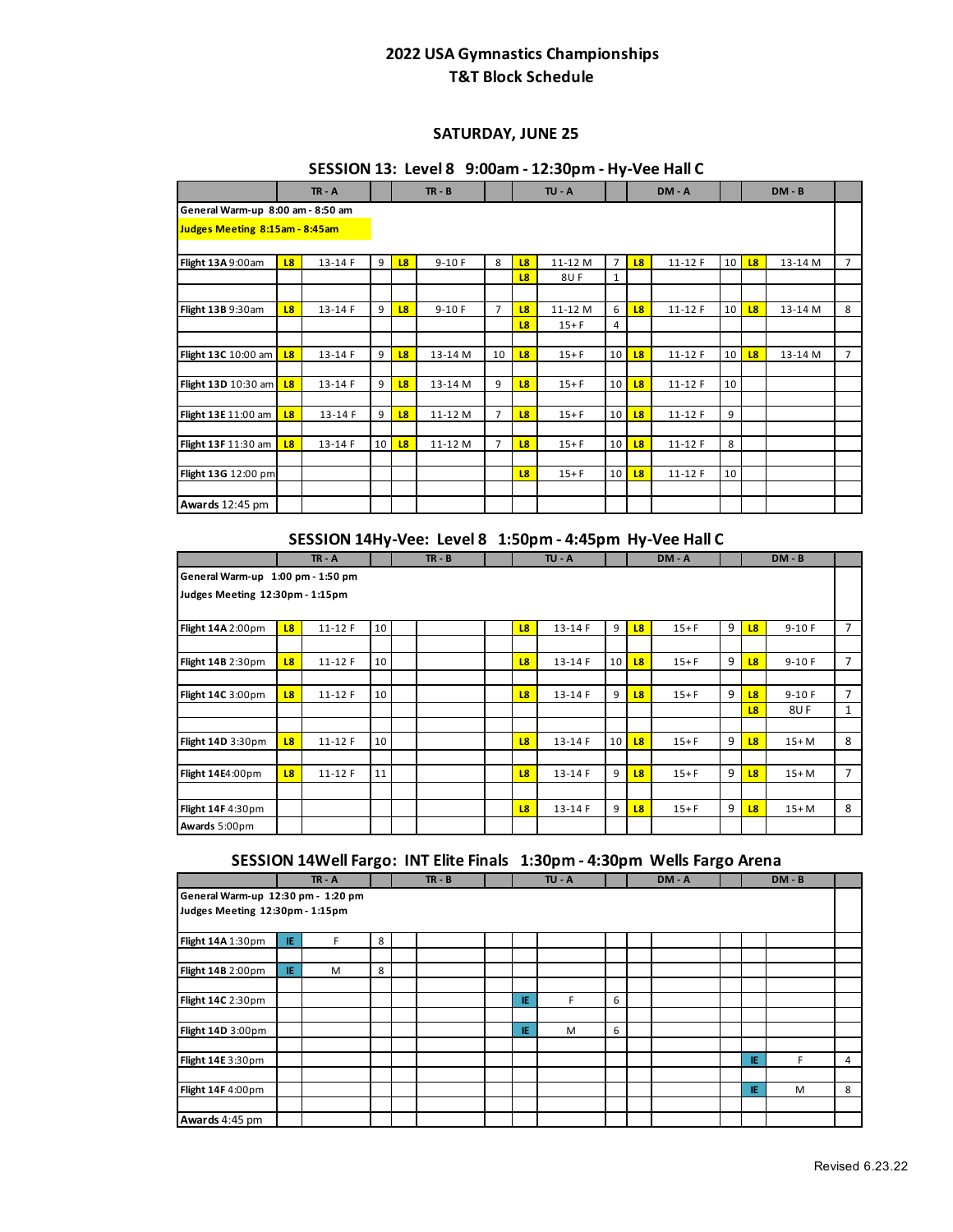# 2022 USA Gymnastics Championships
## T&T Block Schedule

### SATURDAY, JUNE 25

### SESSION 13: Level 8 9:00am - 12:30pm - Hy-Vee Hall C

| | TR - A | | | TR - B | | | TU - A | | | DM - A | | | DM - B | | |
|---|---|---|---|---|---|---|---|---|---|---|---|---|---|---|---|
| **General Warm-up 8:00 am - 8:50 am** | | | | | | | | | | | | | | | |
| **Judges Meeting 8:15am - 8:45am** | | | | | | | | | | | | | | | |
| **Flight 13A** 9:00am | L8 | 13-14 F | 9 | L8 | 9-10 F | 8 | L8 | 11-12 M | 7 | L8 | 11-12 F | 10 | L8 | 13-14 M | 7 |
| | | | | | | | L8 | 8U F | 1 | | | | | | |
| **Flight 13B** 9:30am | L8 | 13-14 F | 9 | L8 | 9-10 F | 7 | L8 | 11-12 M | 6 | L8 | 11-12 F | 10 | L8 | 13-14 M | 8 |
| | | | | | | | L8 | 15+ F | 4 | | | | | | |
| **Flight 13C** 10:00 am | L8 | 13-14 F | 9 | L8 | 13-14 M | 10 | L8 | 15+ F | 10 | L8 | 11-12 F | 10 | L8 | 13-14 M | 7 |
| **Flight 13D** 10:30 am | L8 | 13-14 F | 9 | L8 | 13-14 M | 9 | L8 | 15+ F | 10 | L8 | 11-12 F | 10 | | | |
| **Flight 13E** 11:00 am | L8 | 13-14 F | 9 | L8 | 11-12 M | 7 | L8 | 15+ F | 10 | L8 | 11-12 F | 9 | | | |
| **Flight 13F** 11:30 am | L8 | 13-14 F | 10 | L8 | 11-12 M | 7 | L8 | 15+ F | 10 | L8 | 11-12 F | 8 | | | |
| **Flight 13G** 12:00 pm | | | | | | | L8 | 15+ F | 10 | L8 | 11-12 F | 10 | | | |
| **Awards** 12:45 pm | | | | | | | | | | | | | | | |

### SESSION 14Hy-Vee: Level 8 1:50pm - 4:45pm Hy-Vee Hall C

| | TR - A | | | TR - B | | | TU - A | | | DM - A | | | DM - B | | |
|---|---|---|---|---|---|---|---|---|---|---|---|---|---|---|---|
| **General Warm-up 1:00 pm - 1:50 pm** | | | | | | | | | | | | | | | |
| **Judges Meeting 12:30pm - 1:15pm** | | | | | | | | | | | | | | | |
| **Flight 14A** 2:00pm | L8 | 11-12 F | 10 | | | | L8 | 13-14 F | 9 | L8 | 15+ F | 9 | L8 | 9-10 F | 7 |
| **Flight 14B** 2:30pm | L8 | 11-12 F | 10 | | | | L8 | 13-14 F | 10 | L8 | 15+ F | 9 | L8 | 9-10 F | 7 |
| **Flight 14C** 3:00pm | L8 | 11-12 F | 10 | | | | L8 | 13-14 F | 9 | L8 | 15+ F | 9 | L8 | 9-10 F | 7 |
| | | | | | | | | | | | | | L8 | 8U F | 1 |
| **Flight 14D** 3:30pm | L8 | 11-12 F | 10 | | | | L8 | 13-14 F | 10 | L8 | 15+ F | 9 | L8 | 15+ M | 8 |
| **Flight 14E** 4:00pm | L8 | 11-12 F | 11 | | | | L8 | 13-14 F | 9 | L8 | 15+ F | 9 | L8 | 15+ M | 7 |
| **Flight 14F** 4:30pm | | | | | | | L8 | 13-14 F | 9 | L8 | 15+ F | 9 | L8 | 15+ M | 8 |
| **Awards** 5:00pm | | | | | | | | | | | | | | | |

### SESSION 14Well Fargo: INT Elite Finals 1:30pm - 4:30pm Wells Fargo Arena

| | TR - A | | | TR - B | | | TU - A | | | DM - A | | | DM - B | | |
|---|---|---|---|---|---|---|---|---|---|---|---|---|---|---|---|
| **General Warm-up 12:30 pm - 1:20 pm** | | | | | | | | | | | | | | | |
| **Judges Meeting 12:30pm - 1:15pm** | | | | | | | | | | | | | | | |
| **Flight 14A** 1:30pm | IE | F | 8 | | | | | | | | | | | | |
| **Flight 14B** 2:00pm | IE | M | 8 | | | | | | | | | | | | |
| **Flight 14C** 2:30pm | | | | | | | IE | F | 6 | | | | | | |
| **Flight 14D** 3:00pm | | | | | | | IE | M | 6 | | | | | | |
| **Flight 14E** 3:30pm | | | | | | | | | | | | | IE | F | 4 |
| **Flight 14F** 4:00pm | | | | | | | | | | | | | IE | M | 8 |
| **Awards** 4:45 pm | | | | | | | | | | | | | | | |

Revised 6.23.22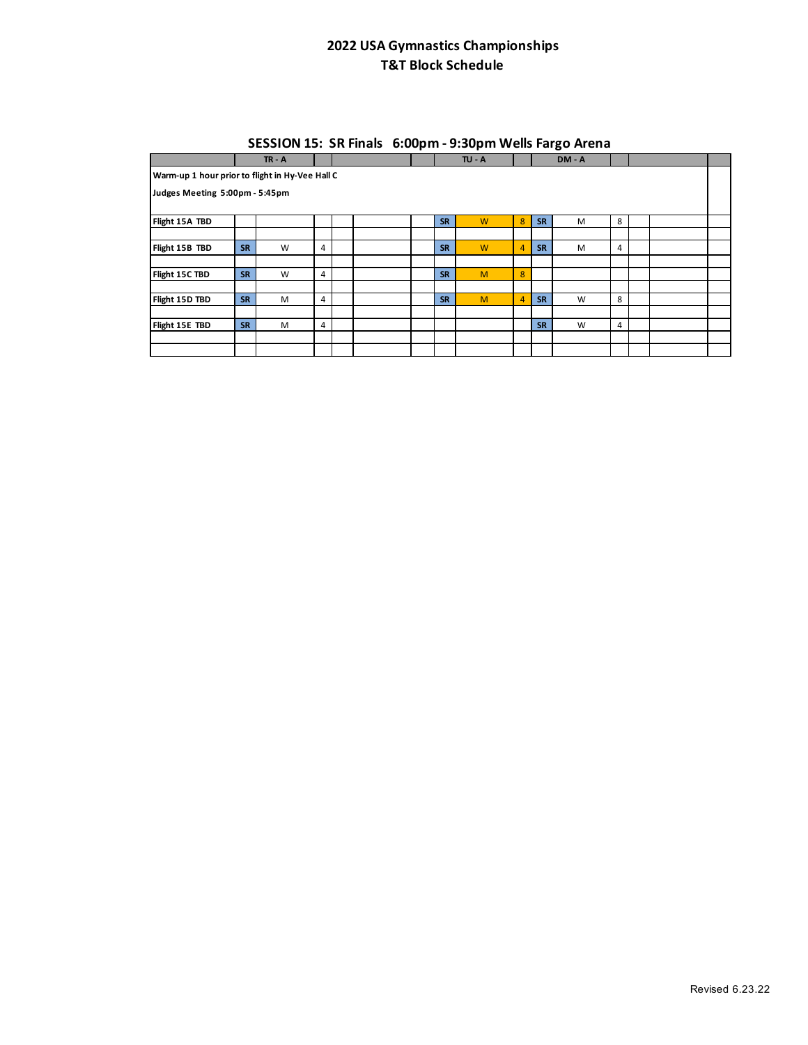# 2022 USA Gymnastics Championships
## T&T Block Schedule

### SESSION 15: SR Finals 6:00pm - 9:30pm Wells Fargo Arena

| | TR - A | | | | | | | TU - A | | | DM - A | | | | |
|---|---|---|---|---|---|---|---|---|---|---|---|---|---|---|---|
| **Warm-up 1 hour prior to flight in Hy-Vee Hall C** | | | | | | | | | | | | | | | |
| **Judges Meeting 5:00pm - 5:45pm** | | | | | | | | | | | | | | | |
| **Flight 15A TBD** | | | | | | | **SR** | W | 8 | **SR** | M | 8 | | | |
| **Flight 15B TBD** | **SR** | W | 4 | | | | **SR** | W | 4 | **SR** | M | 4 | | | |
| **Flight 15C TBD** | **SR** | W | 4 | | | | **SR** | M | 8 | | | | | | |
| **Flight 15D TBD** | **SR** | M | 4 | | | | **SR** | M | 4 | **SR** | W | 8 | | | |
| **Flight 15E TBD** | **SR** | M | 4 | | | | | | | **SR** | W | 4 | | | |

Revised 6.23.22